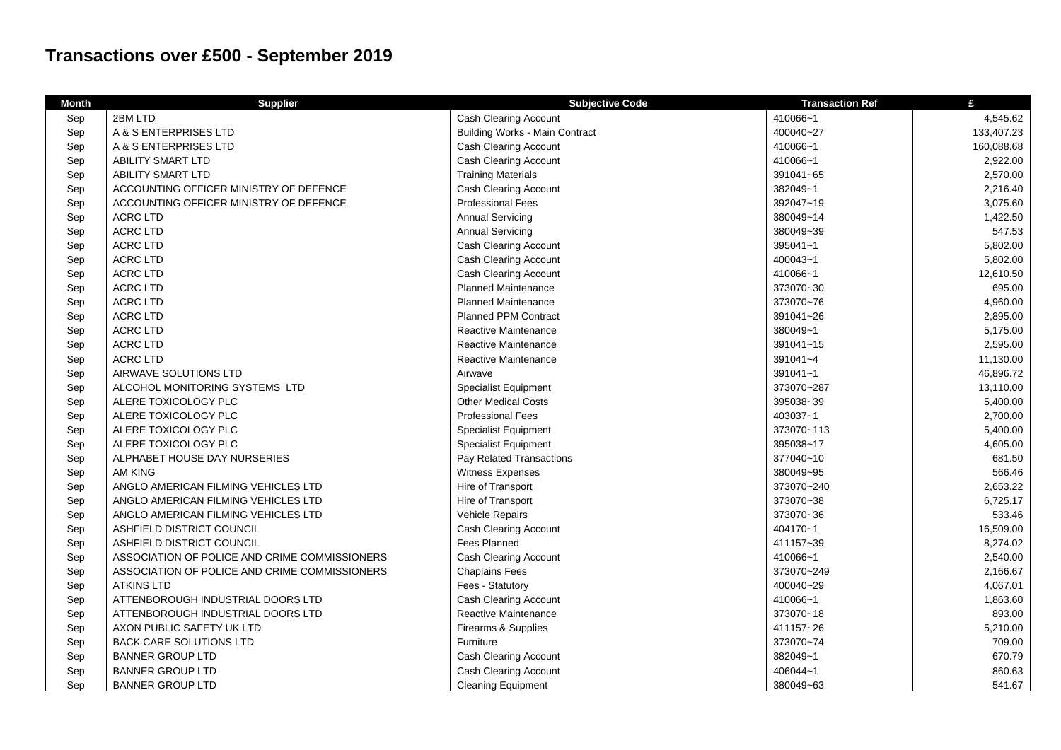# Transactions over £500 - September 2019

| Month | Supplier | Subjective Code | Transaction Ref | £ |
|---|---|---|---|---|
| Sep | 2BM LTD | Cash Clearing Account | 410066~1 | 4,545.62 |
| Sep | A & S ENTERPRISES LTD | Building Works - Main Contract | 400040~27 | 133,407.23 |
| Sep | A & S ENTERPRISES LTD | Cash Clearing Account | 410066~1 | 160,088.68 |
| Sep | ABILITY SMART LTD | Cash Clearing Account | 410066~1 | 2,922.00 |
| Sep | ABILITY SMART LTD | Training Materials | 391041~65 | 2,570.00 |
| Sep | ACCOUNTING OFFICER MINISTRY OF DEFENCE | Cash Clearing Account | 382049~1 | 2,216.40 |
| Sep | ACCOUNTING OFFICER MINISTRY OF DEFENCE | Professional Fees | 392047~19 | 3,075.60 |
| Sep | ACRC LTD | Annual Servicing | 380049~14 | 1,422.50 |
| Sep | ACRC LTD | Annual Servicing | 380049~39 | 547.53 |
| Sep | ACRC LTD | Cash Clearing Account | 395041~1 | 5,802.00 |
| Sep | ACRC LTD | Cash Clearing Account | 400043~1 | 5,802.00 |
| Sep | ACRC LTD | Cash Clearing Account | 410066~1 | 12,610.50 |
| Sep | ACRC LTD | Planned Maintenance | 373070~30 | 695.00 |
| Sep | ACRC LTD | Planned Maintenance | 373070~76 | 4,960.00 |
| Sep | ACRC LTD | Planned PPM Contract | 391041~26 | 2,895.00 |
| Sep | ACRC LTD | Reactive Maintenance | 380049~1 | 5,175.00 |
| Sep | ACRC LTD | Reactive Maintenance | 391041~15 | 2,595.00 |
| Sep | ACRC LTD | Reactive Maintenance | 391041~4 | 11,130.00 |
| Sep | AIRWAVE SOLUTIONS LTD | Airwave | 391041~1 | 46,896.72 |
| Sep | ALCOHOL MONITORING SYSTEMS LTD | Specialist Equipment | 373070~287 | 13,110.00 |
| Sep | ALERE TOXICOLOGY PLC | Other Medical Costs | 395038~39 | 5,400.00 |
| Sep | ALERE TOXICOLOGY PLC | Professional Fees | 403037~1 | 2,700.00 |
| Sep | ALERE TOXICOLOGY PLC | Specialist Equipment | 373070~113 | 5,400.00 |
| Sep | ALERE TOXICOLOGY PLC | Specialist Equipment | 395038~17 | 4,605.00 |
| Sep | ALPHABET HOUSE DAY NURSERIES | Pay Related Transactions | 377040~10 | 681.50 |
| Sep | AM KING | Witness Expenses | 380049~95 | 566.46 |
| Sep | ANGLO AMERICAN FILMING VEHICLES LTD | Hire of Transport | 373070~240 | 2,653.22 |
| Sep | ANGLO AMERICAN FILMING VEHICLES LTD | Hire of Transport | 373070~38 | 6,725.17 |
| Sep | ANGLO AMERICAN FILMING VEHICLES LTD | Vehicle Repairs | 373070~36 | 533.46 |
| Sep | ASHFIELD DISTRICT COUNCIL | Cash Clearing Account | 404170~1 | 16,509.00 |
| Sep | ASHFIELD DISTRICT COUNCIL | Fees Planned | 411157~39 | 8,274.02 |
| Sep | ASSOCIATION OF POLICE AND CRIME COMMISSIONERS | Cash Clearing Account | 410066~1 | 2,540.00 |
| Sep | ASSOCIATION OF POLICE AND CRIME COMMISSIONERS | Chaplains Fees | 373070~249 | 2,166.67 |
| Sep | ATKINS LTD | Fees - Statutory | 400040~29 | 4,067.01 |
| Sep | ATTENBOROUGH INDUSTRIAL DOORS LTD | Cash Clearing Account | 410066~1 | 1,863.60 |
| Sep | ATTENBOROUGH INDUSTRIAL DOORS LTD | Reactive Maintenance | 373070~18 | 893.00 |
| Sep | AXON PUBLIC SAFETY UK LTD | Firearms & Supplies | 411157~26 | 5,210.00 |
| Sep | BACK CARE SOLUTIONS LTD | Furniture | 373070~74 | 709.00 |
| Sep | BANNER GROUP LTD | Cash Clearing Account | 382049~1 | 670.79 |
| Sep | BANNER GROUP LTD | Cash Clearing Account | 406044~1 | 860.63 |
| Sep | BANNER GROUP LTD | Cleaning Equipment | 380049~63 | 541.67 |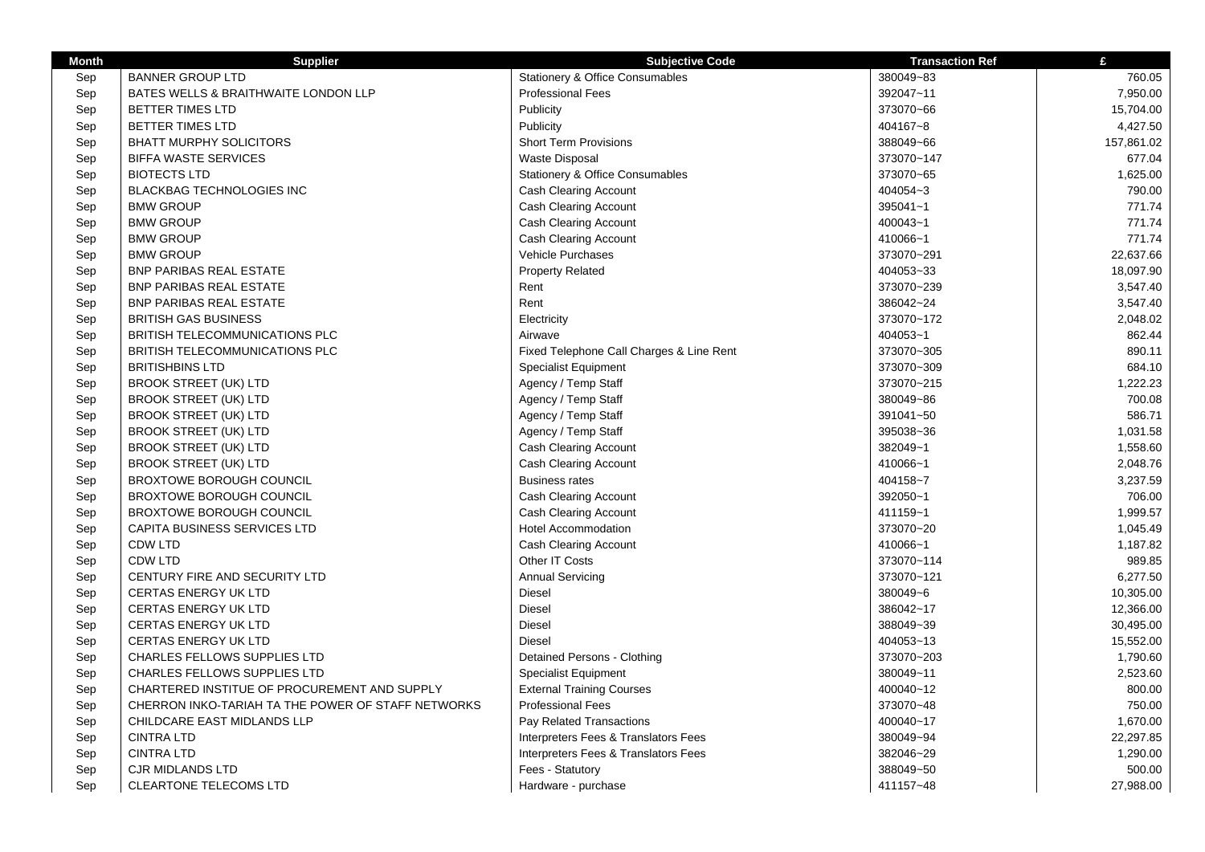| Month | Supplier | Subjective Code | Transaction Ref | £ |
|---|---|---|---|---|
| Sep | BANNER GROUP LTD | Stationery & Office Consumables | 380049~83 | 760.05 |
| Sep | BATES WELLS & BRAITHWAITE LONDON LLP | Professional Fees | 392047~11 | 7,950.00 |
| Sep | BETTER TIMES LTD | Publicity | 373070~66 | 15,704.00 |
| Sep | BETTER TIMES LTD | Publicity | 404167~8 | 4,427.50 |
| Sep | BHATT MURPHY SOLICITORS | Short Term Provisions | 388049~66 | 157,861.02 |
| Sep | BIFFA WASTE SERVICES | Waste Disposal | 373070~147 | 677.04 |
| Sep | BIOTECTS LTD | Stationery & Office Consumables | 373070~65 | 1,625.00 |
| Sep | BLACKBAG TECHNOLOGIES INC | Cash Clearing Account | 404054~3 | 790.00 |
| Sep | BMW GROUP | Cash Clearing Account | 395041~1 | 771.74 |
| Sep | BMW GROUP | Cash Clearing Account | 400043~1 | 771.74 |
| Sep | BMW GROUP | Cash Clearing Account | 410066~1 | 771.74 |
| Sep | BMW GROUP | Vehicle Purchases | 373070~291 | 22,637.66 |
| Sep | BNP PARIBAS REAL ESTATE | Property Related | 404053~33 | 18,097.90 |
| Sep | BNP PARIBAS REAL ESTATE | Rent | 373070~239 | 3,547.40 |
| Sep | BNP PARIBAS REAL ESTATE | Rent | 386042~24 | 3,547.40 |
| Sep | BRITISH GAS BUSINESS | Electricity | 373070~172 | 2,048.02 |
| Sep | BRITISH TELECOMMUNICATIONS PLC | Airwave | 404053~1 | 862.44 |
| Sep | BRITISH TELECOMMUNICATIONS PLC | Fixed Telephone Call Charges & Line Rent | 373070~305 | 890.11 |
| Sep | BRITISHBINS LTD | Specialist Equipment | 373070~309 | 684.10 |
| Sep | BROOK STREET (UK) LTD | Agency / Temp Staff | 373070~215 | 1,222.23 |
| Sep | BROOK STREET (UK) LTD | Agency / Temp Staff | 380049~86 | 700.08 |
| Sep | BROOK STREET (UK) LTD | Agency / Temp Staff | 391041~50 | 586.71 |
| Sep | BROOK STREET (UK) LTD | Agency / Temp Staff | 395038~36 | 1,031.58 |
| Sep | BROOK STREET (UK) LTD | Cash Clearing Account | 382049~1 | 1,558.60 |
| Sep | BROOK STREET (UK) LTD | Cash Clearing Account | 410066~1 | 2,048.76 |
| Sep | BROXTOWE BOROUGH COUNCIL | Business rates | 404158~7 | 3,237.59 |
| Sep | BROXTOWE BOROUGH COUNCIL | Cash Clearing Account | 392050~1 | 706.00 |
| Sep | BROXTOWE BOROUGH COUNCIL | Cash Clearing Account | 411159~1 | 1,999.57 |
| Sep | CAPITA BUSINESS SERVICES LTD | Hotel Accommodation | 373070~20 | 1,045.49 |
| Sep | CDW LTD | Cash Clearing Account | 410066~1 | 1,187.82 |
| Sep | CDW LTD | Other IT Costs | 373070~114 | 989.85 |
| Sep | CENTURY FIRE AND SECURITY LTD | Annual Servicing | 373070~121 | 6,277.50 |
| Sep | CERTAS ENERGY UK LTD | Diesel | 380049~6 | 10,305.00 |
| Sep | CERTAS ENERGY UK LTD | Diesel | 386042~17 | 12,366.00 |
| Sep | CERTAS ENERGY UK LTD | Diesel | 388049~39 | 30,495.00 |
| Sep | CERTAS ENERGY UK LTD | Diesel | 404053~13 | 15,552.00 |
| Sep | CHARLES FELLOWS SUPPLIES LTD | Detained Persons - Clothing | 373070~203 | 1,790.60 |
| Sep | CHARLES FELLOWS SUPPLIES LTD | Specialist Equipment | 380049~11 | 2,523.60 |
| Sep | CHARTERED INSTITUE OF PROCUREMENT AND SUPPLY | External Training Courses | 400040~12 | 800.00 |
| Sep | CHERRON INKO-TARIAH TA THE POWER OF STAFF NETWORKS | Professional Fees | 373070~48 | 750.00 |
| Sep | CHILDCARE EAST MIDLANDS LLP | Pay Related Transactions | 400040~17 | 1,670.00 |
| Sep | CINTRA LTD | Interpreters Fees & Translators Fees | 380049~94 | 22,297.85 |
| Sep | CINTRA LTD | Interpreters Fees & Translators Fees | 382046~29 | 1,290.00 |
| Sep | CJR MIDLANDS LTD | Fees - Statutory | 388049~50 | 500.00 |
| Sep | CLEARTONE TELECOMS LTD | Hardware - purchase | 411157~48 | 27,988.00 |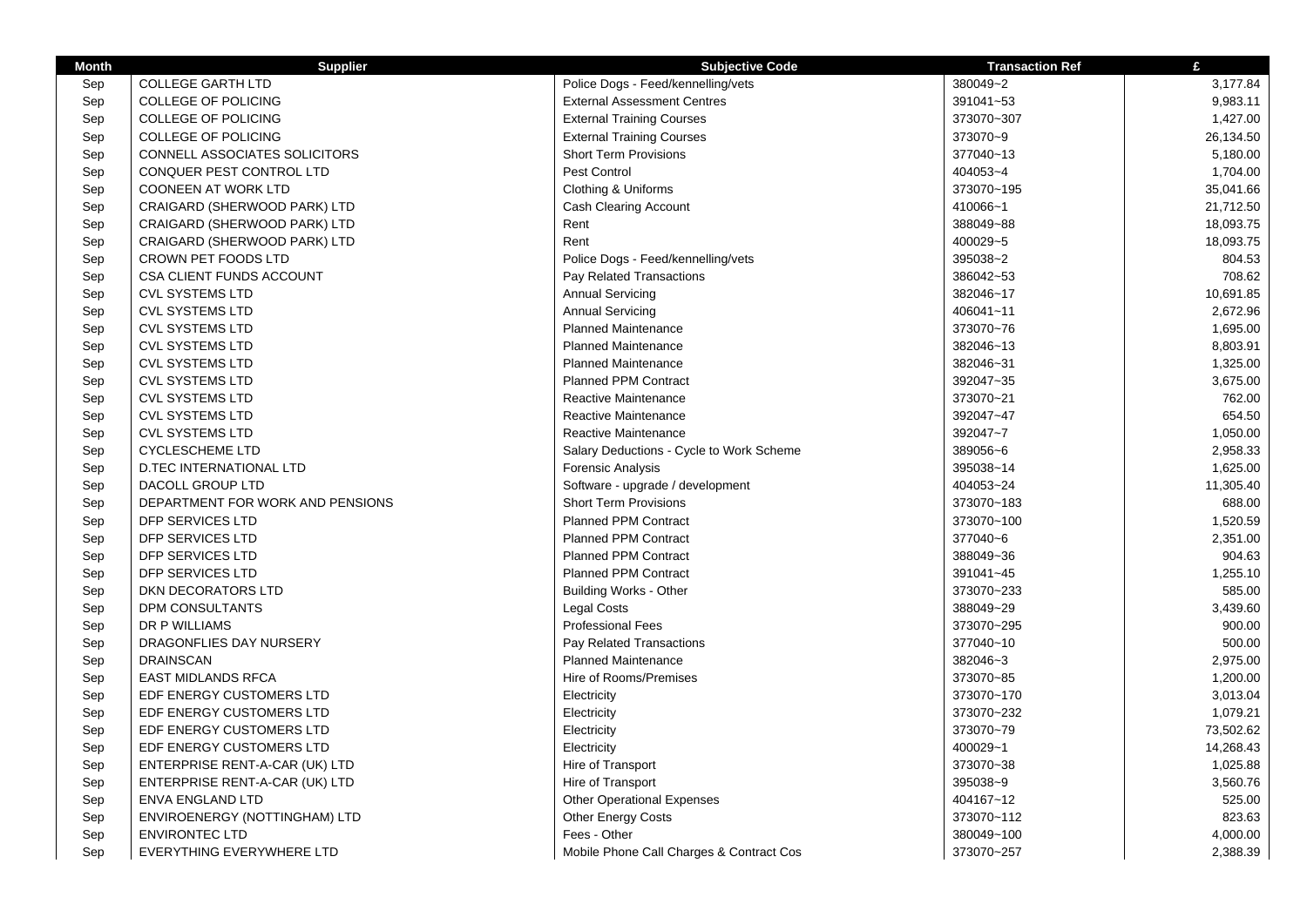| Month | Supplier | Subjective Code | Transaction Ref | £ |
|---|---|---|---|---|
| Sep | COLLEGE GARTH LTD | Police Dogs - Feed/kennelling/vets | 380049~2 | 3,177.84 |
| Sep | COLLEGE OF POLICING | External Assessment Centres | 391041~53 | 9,983.11 |
| Sep | COLLEGE OF POLICING | External Training Courses | 373070~307 | 1,427.00 |
| Sep | COLLEGE OF POLICING | External Training Courses | 373070~9 | 26,134.50 |
| Sep | CONNELL ASSOCIATES SOLICITORS | Short Term Provisions | 377040~13 | 5,180.00 |
| Sep | CONQUER PEST CONTROL LTD | Pest Control | 404053~4 | 1,704.00 |
| Sep | COONEEN AT WORK LTD | Clothing & Uniforms | 373070~195 | 35,041.66 |
| Sep | CRAIGARD (SHERWOOD PARK) LTD | Cash Clearing Account | 410066~1 | 21,712.50 |
| Sep | CRAIGARD (SHERWOOD PARK) LTD | Rent | 388049~88 | 18,093.75 |
| Sep | CRAIGARD (SHERWOOD PARK) LTD | Rent | 400029~5 | 18,093.75 |
| Sep | CROWN PET FOODS LTD | Police Dogs - Feed/kennelling/vets | 395038~2 | 804.53 |
| Sep | CSA CLIENT FUNDS ACCOUNT | Pay Related Transactions | 386042~53 | 708.62 |
| Sep | CVL SYSTEMS LTD | Annual Servicing | 382046~17 | 10,691.85 |
| Sep | CVL SYSTEMS LTD | Annual Servicing | 406041~11 | 2,672.96 |
| Sep | CVL SYSTEMS LTD | Planned Maintenance | 373070~76 | 1,695.00 |
| Sep | CVL SYSTEMS LTD | Planned Maintenance | 382046~13 | 8,803.91 |
| Sep | CVL SYSTEMS LTD | Planned Maintenance | 382046~31 | 1,325.00 |
| Sep | CVL SYSTEMS LTD | Planned PPM Contract | 392047~35 | 3,675.00 |
| Sep | CVL SYSTEMS LTD | Reactive Maintenance | 373070~21 | 762.00 |
| Sep | CVL SYSTEMS LTD | Reactive Maintenance | 392047~47 | 654.50 |
| Sep | CVL SYSTEMS LTD | Reactive Maintenance | 392047~7 | 1,050.00 |
| Sep | CYCLESCHEME LTD | Salary Deductions - Cycle to Work Scheme | 389056~6 | 2,958.33 |
| Sep | D.TEC INTERNATIONAL LTD | Forensic Analysis | 395038~14 | 1,625.00 |
| Sep | DACOLL GROUP LTD | Software - upgrade / development | 404053~24 | 11,305.40 |
| Sep | DEPARTMENT FOR WORK AND PENSIONS | Short Term Provisions | 373070~183 | 688.00 |
| Sep | DFP SERVICES LTD | Planned PPM Contract | 373070~100 | 1,520.59 |
| Sep | DFP SERVICES LTD | Planned PPM Contract | 377040~6 | 2,351.00 |
| Sep | DFP SERVICES LTD | Planned PPM Contract | 388049~36 | 904.63 |
| Sep | DFP SERVICES LTD | Planned PPM Contract | 391041~45 | 1,255.10 |
| Sep | DKN DECORATORS LTD | Building Works - Other | 373070~233 | 585.00 |
| Sep | DPM CONSULTANTS | Legal Costs | 388049~29 | 3,439.60 |
| Sep | DR P WILLIAMS | Professional Fees | 373070~295 | 900.00 |
| Sep | DRAGONFLIES DAY NURSERY | Pay Related Transactions | 377040~10 | 500.00 |
| Sep | DRAINSCAN | Planned Maintenance | 382046~3 | 2,975.00 |
| Sep | EAST MIDLANDS RFCA | Hire of Rooms/Premises | 373070~85 | 1,200.00 |
| Sep | EDF ENERGY CUSTOMERS LTD | Electricity | 373070~170 | 3,013.04 |
| Sep | EDF ENERGY CUSTOMERS LTD | Electricity | 373070~232 | 1,079.21 |
| Sep | EDF ENERGY CUSTOMERS LTD | Electricity | 373070~79 | 73,502.62 |
| Sep | EDF ENERGY CUSTOMERS LTD | Electricity | 400029~1 | 14,268.43 |
| Sep | ENTERPRISE RENT-A-CAR (UK) LTD | Hire of Transport | 373070~38 | 1,025.88 |
| Sep | ENTERPRISE RENT-A-CAR (UK) LTD | Hire of Transport | 395038~9 | 3,560.76 |
| Sep | ENVA ENGLAND LTD | Other Operational Expenses | 404167~12 | 525.00 |
| Sep | ENVIROENERGY (NOTTINGHAM) LTD | Other Energy Costs | 373070~112 | 823.63 |
| Sep | ENVIRONTEC LTD | Fees - Other | 380049~100 | 4,000.00 |
| Sep | EVERYTHING EVERYWHERE LTD | Mobile Phone Call Charges & Contract Cos | 373070~257 | 2,388.39 |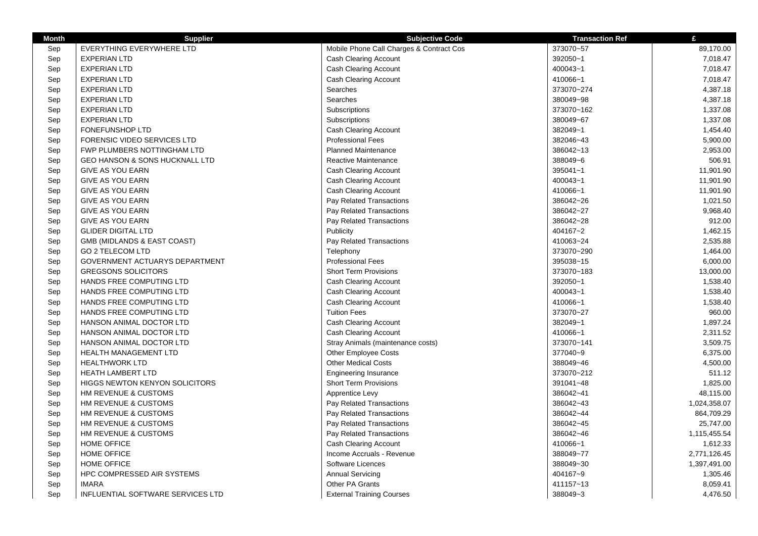| Month | Supplier | Subjective Code | Transaction Ref | £ |
| --- | --- | --- | --- | --- |
| Sep | EVERYTHING EVERYWHERE LTD | Mobile Phone Call Charges & Contract Cos | 373070~57 | 89,170.00 |
| Sep | EXPERIAN LTD | Cash Clearing Account | 392050~1 | 7,018.47 |
| Sep | EXPERIAN LTD | Cash Clearing Account | 400043~1 | 7,018.47 |
| Sep | EXPERIAN LTD | Cash Clearing Account | 410066~1 | 7,018.47 |
| Sep | EXPERIAN LTD | Searches | 373070~274 | 4,387.18 |
| Sep | EXPERIAN LTD | Searches | 380049~98 | 4,387.18 |
| Sep | EXPERIAN LTD | Subscriptions | 373070~162 | 1,337.08 |
| Sep | EXPERIAN LTD | Subscriptions | 380049~67 | 1,337.08 |
| Sep | FONEFUNSHOP LTD | Cash Clearing Account | 382049~1 | 1,454.40 |
| Sep | FORENSIC VIDEO SERVICES LTD | Professional Fees | 382046~43 | 5,900.00 |
| Sep | FWP PLUMBERS NOTTINGHAM LTD | Planned Maintenance | 386042~13 | 2,953.00 |
| Sep | GEO HANSON & SONS HUCKNALL LTD | Reactive Maintenance | 388049~6 | 506.91 |
| Sep | GIVE AS YOU EARN | Cash Clearing Account | 395041~1 | 11,901.90 |
| Sep | GIVE AS YOU EARN | Cash Clearing Account | 400043~1 | 11,901.90 |
| Sep | GIVE AS YOU EARN | Cash Clearing Account | 410066~1 | 11,901.90 |
| Sep | GIVE AS YOU EARN | Pay Related Transactions | 386042~26 | 1,021.50 |
| Sep | GIVE AS YOU EARN | Pay Related Transactions | 386042~27 | 9,968.40 |
| Sep | GIVE AS YOU EARN | Pay Related Transactions | 386042~28 | 912.00 |
| Sep | GLIDER DIGITAL LTD | Publicity | 404167~2 | 1,462.15 |
| Sep | GMB (MIDLANDS & EAST COAST) | Pay Related Transactions | 410063~24 | 2,535.88 |
| Sep | GO 2 TELECOM LTD | Telephony | 373070~290 | 1,464.00 |
| Sep | GOVERNMENT ACTUARYS DEPARTMENT | Professional Fees | 395038~15 | 6,000.00 |
| Sep | GREGSONS SOLICITORS | Short Term Provisions | 373070~183 | 13,000.00 |
| Sep | HANDS FREE COMPUTING LTD | Cash Clearing Account | 392050~1 | 1,538.40 |
| Sep | HANDS FREE COMPUTING LTD | Cash Clearing Account | 400043~1 | 1,538.40 |
| Sep | HANDS FREE COMPUTING LTD | Cash Clearing Account | 410066~1 | 1,538.40 |
| Sep | HANDS FREE COMPUTING LTD | Tuition Fees | 373070~27 | 960.00 |
| Sep | HANSON ANIMAL DOCTOR LTD | Cash Clearing Account | 382049~1 | 1,897.24 |
| Sep | HANSON ANIMAL DOCTOR LTD | Cash Clearing Account | 410066~1 | 2,311.52 |
| Sep | HANSON ANIMAL DOCTOR LTD | Stray Animals (maintenance costs) | 373070~141 | 3,509.75 |
| Sep | HEALTH MANAGEMENT LTD | Other Employee Costs | 377040~9 | 6,375.00 |
| Sep | HEALTHWORK LTD | Other Medical Costs | 388049~46 | 4,500.00 |
| Sep | HEATH LAMBERT LTD | Engineering Insurance | 373070~212 | 511.12 |
| Sep | HIGGS NEWTON KENYON SOLICITORS | Short Term Provisions | 391041~48 | 1,825.00 |
| Sep | HM REVENUE & CUSTOMS | Apprentice Levy | 386042~41 | 48,115.00 |
| Sep | HM REVENUE & CUSTOMS | Pay Related Transactions | 386042~43 | 1,024,358.07 |
| Sep | HM REVENUE & CUSTOMS | Pay Related Transactions | 386042~44 | 864,709.29 |
| Sep | HM REVENUE & CUSTOMS | Pay Related Transactions | 386042~45 | 25,747.00 |
| Sep | HM REVENUE & CUSTOMS | Pay Related Transactions | 386042~46 | 1,115,455.54 |
| Sep | HOME OFFICE | Cash Clearing Account | 410066~1 | 1,612.33 |
| Sep | HOME OFFICE | Income Accruals - Revenue | 388049~77 | 2,771,126.45 |
| Sep | HOME OFFICE | Software Licences | 388049~30 | 1,397,491.00 |
| Sep | HPC COMPRESSED AIR SYSTEMS | Annual Servicing | 404167~9 | 1,305.46 |
| Sep | IMARA | Other PA Grants | 411157~13 | 8,059.41 |
| Sep | INFLUENTIAL SOFTWARE SERVICES LTD | External Training Courses | 388049~3 | 4,476.50 |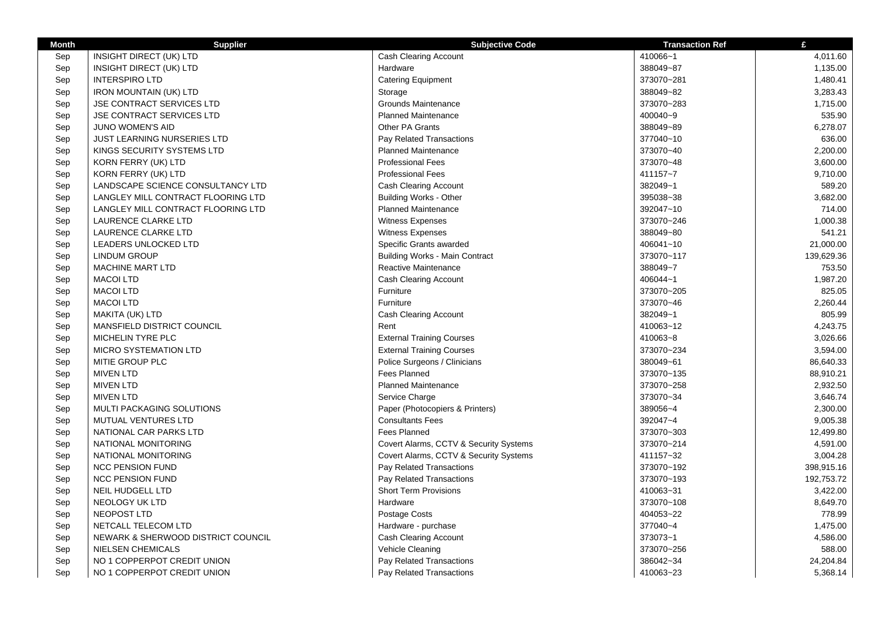| Month | Supplier | Subjective Code | Transaction Ref | £ |
|---|---|---|---|---|
| Sep | INSIGHT DIRECT (UK) LTD | Cash Clearing Account | 410066~1 | 4,011.60 |
| Sep | INSIGHT DIRECT (UK) LTD | Hardware | 388049~87 | 1,135.00 |
| Sep | INTERSPIRO LTD | Catering Equipment | 373070~281 | 1,480.41 |
| Sep | IRON MOUNTAIN (UK) LTD | Storage | 388049~82 | 3,283.43 |
| Sep | JSE CONTRACT SERVICES LTD | Grounds Maintenance | 373070~283 | 1,715.00 |
| Sep | JSE CONTRACT SERVICES LTD | Planned Maintenance | 400040~9 | 535.90 |
| Sep | JUNO WOMEN'S AID | Other PA Grants | 388049~89 | 6,278.07 |
| Sep | JUST LEARNING NURSERIES LTD | Pay Related Transactions | 377040~10 | 636.00 |
| Sep | KINGS SECURITY SYSTEMS LTD | Planned Maintenance | 373070~40 | 2,200.00 |
| Sep | KORN FERRY (UK) LTD | Professional Fees | 373070~48 | 3,600.00 |
| Sep | KORN FERRY (UK) LTD | Professional Fees | 411157~7 | 9,710.00 |
| Sep | LANDSCAPE SCIENCE CONSULTANCY LTD | Cash Clearing Account | 382049~1 | 589.20 |
| Sep | LANGLEY MILL CONTRACT FLOORING LTD | Building Works - Other | 395038~38 | 3,682.00 |
| Sep | LANGLEY MILL CONTRACT FLOORING LTD | Planned Maintenance | 392047~10 | 714.00 |
| Sep | LAURENCE CLARKE LTD | Witness Expenses | 373070~246 | 1,000.38 |
| Sep | LAURENCE CLARKE LTD | Witness Expenses | 388049~80 | 541.21 |
| Sep | LEADERS UNLOCKED LTD | Specific Grants awarded | 406041~10 | 21,000.00 |
| Sep | LINDUM GROUP | Building Works - Main Contract | 373070~117 | 139,629.36 |
| Sep | MACHINE MART LTD | Reactive Maintenance | 388049~7 | 753.50 |
| Sep | MACOI LTD | Cash Clearing Account | 406044~1 | 1,987.20 |
| Sep | MACOI LTD | Furniture | 373070~205 | 825.05 |
| Sep | MACOI LTD | Furniture | 373070~46 | 2,260.44 |
| Sep | MAKITA (UK) LTD | Cash Clearing Account | 382049~1 | 805.99 |
| Sep | MANSFIELD DISTRICT COUNCIL | Rent | 410063~12 | 4,243.75 |
| Sep | MICHELIN TYRE PLC | External Training Courses | 410063~8 | 3,026.66 |
| Sep | MICRO SYSTEMATION LTD | External Training Courses | 373070~234 | 3,594.00 |
| Sep | MITIE GROUP PLC | Police Surgeons / Clinicians | 380049~61 | 86,640.33 |
| Sep | MIVEN LTD | Fees Planned | 373070~135 | 88,910.21 |
| Sep | MIVEN LTD | Planned Maintenance | 373070~258 | 2,932.50 |
| Sep | MIVEN LTD | Service Charge | 373070~34 | 3,646.74 |
| Sep | MULTI PACKAGING SOLUTIONS | Paper (Photocopiers & Printers) | 389056~4 | 2,300.00 |
| Sep | MUTUAL VENTURES LTD | Consultants Fees | 392047~4 | 9,005.38 |
| Sep | NATIONAL CAR PARKS LTD | Fees Planned | 373070~303 | 12,499.80 |
| Sep | NATIONAL MONITORING | Covert Alarms, CCTV & Security Systems | 373070~214 | 4,591.00 |
| Sep | NATIONAL MONITORING | Covert Alarms, CCTV & Security Systems | 411157~32 | 3,004.28 |
| Sep | NCC PENSION FUND | Pay Related Transactions | 373070~192 | 398,915.16 |
| Sep | NCC PENSION FUND | Pay Related Transactions | 373070~193 | 192,753.72 |
| Sep | NEIL HUDGELL LTD | Short Term Provisions | 410063~31 | 3,422.00 |
| Sep | NEOLOGY UK LTD | Hardware | 373070~108 | 8,649.70 |
| Sep | NEOPOST LTD | Postage Costs | 404053~22 | 778.99 |
| Sep | NETCALL TELECOM LTD | Hardware - purchase | 377040~4 | 1,475.00 |
| Sep | NEWARK & SHERWOOD DISTRICT COUNCIL | Cash Clearing Account | 373073~1 | 4,586.00 |
| Sep | NIELSEN CHEMICALS | Vehicle Cleaning | 373070~256 | 588.00 |
| Sep | NO 1 COPPERPOT CREDIT UNION | Pay Related Transactions | 386042~34 | 24,204.84 |
| Sep | NO 1 COPPERPOT CREDIT UNION | Pay Related Transactions | 410063~23 | 5,368.14 |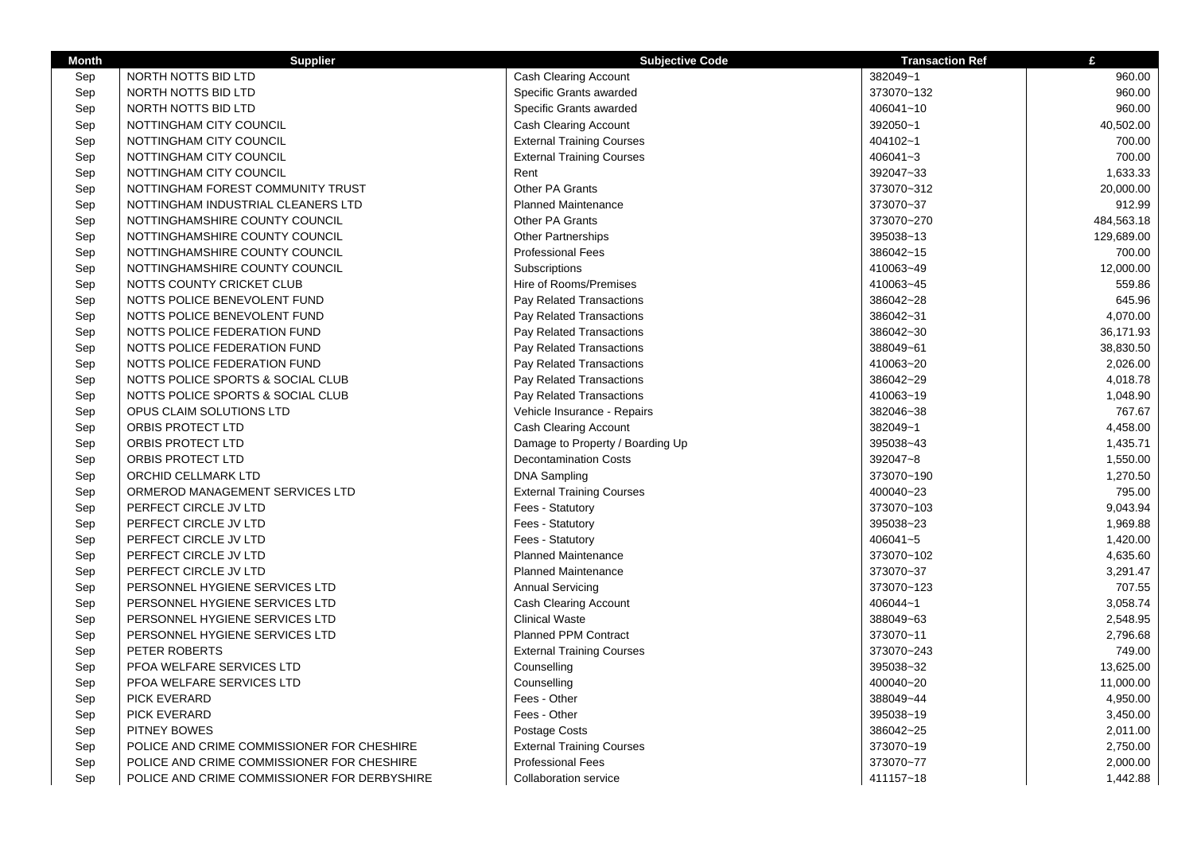| Month | Supplier | Subjective Code | Transaction Ref | £ |
|---|---|---|---|---|
| Sep | NORTH NOTTS BID LTD | Cash Clearing Account | 382049~1 | 960.00 |
| Sep | NORTH NOTTS BID LTD | Specific Grants awarded | 373070~132 | 960.00 |
| Sep | NORTH NOTTS BID LTD | Specific Grants awarded | 406041~10 | 960.00 |
| Sep | NOTTINGHAM CITY COUNCIL | Cash Clearing Account | 392050~1 | 40,502.00 |
| Sep | NOTTINGHAM CITY COUNCIL | External Training Courses | 404102~1 | 700.00 |
| Sep | NOTTINGHAM CITY COUNCIL | External Training Courses | 406041~3 | 700.00 |
| Sep | NOTTINGHAM CITY COUNCIL | Rent | 392047~33 | 1,633.33 |
| Sep | NOTTINGHAM FOREST COMMUNITY TRUST | Other PA Grants | 373070~312 | 20,000.00 |
| Sep | NOTTINGHAM INDUSTRIAL CLEANERS LTD | Planned Maintenance | 373070~37 | 912.99 |
| Sep | NOTTINGHAMSHIRE COUNTY COUNCIL | Other PA Grants | 373070~270 | 484,563.18 |
| Sep | NOTTINGHAMSHIRE COUNTY COUNCIL | Other Partnerships | 395038~13 | 129,689.00 |
| Sep | NOTTINGHAMSHIRE COUNTY COUNCIL | Professional Fees | 386042~15 | 700.00 |
| Sep | NOTTINGHAMSHIRE COUNTY COUNCIL | Subscriptions | 410063~49 | 12,000.00 |
| Sep | NOTTS COUNTY CRICKET CLUB | Hire of Rooms/Premises | 410063~45 | 559.86 |
| Sep | NOTTS POLICE BENEVOLENT FUND | Pay Related Transactions | 386042~28 | 645.96 |
| Sep | NOTTS POLICE BENEVOLENT FUND | Pay Related Transactions | 386042~31 | 4,070.00 |
| Sep | NOTTS POLICE FEDERATION FUND | Pay Related Transactions | 386042~30 | 36,171.93 |
| Sep | NOTTS POLICE FEDERATION FUND | Pay Related Transactions | 388049~61 | 38,830.50 |
| Sep | NOTTS POLICE FEDERATION FUND | Pay Related Transactions | 410063~20 | 2,026.00 |
| Sep | NOTTS POLICE SPORTS & SOCIAL CLUB | Pay Related Transactions | 386042~29 | 4,018.78 |
| Sep | NOTTS POLICE SPORTS & SOCIAL CLUB | Pay Related Transactions | 410063~19 | 1,048.90 |
| Sep | OPUS CLAIM SOLUTIONS LTD | Vehicle Insurance - Repairs | 382046~38 | 767.67 |
| Sep | ORBIS PROTECT LTD | Cash Clearing Account | 382049~1 | 4,458.00 |
| Sep | ORBIS PROTECT LTD | Damage to Property / Boarding Up | 395038~43 | 1,435.71 |
| Sep | ORBIS PROTECT LTD | Decontamination Costs | 392047~8 | 1,550.00 |
| Sep | ORCHID CELLMARK LTD | DNA Sampling | 373070~190 | 1,270.50 |
| Sep | ORMEROD MANAGEMENT SERVICES LTD | External Training Courses | 400040~23 | 795.00 |
| Sep | PERFECT CIRCLE JV LTD | Fees - Statutory | 373070~103 | 9,043.94 |
| Sep | PERFECT CIRCLE JV LTD | Fees - Statutory | 395038~23 | 1,969.88 |
| Sep | PERFECT CIRCLE JV LTD | Fees - Statutory | 406041~5 | 1,420.00 |
| Sep | PERFECT CIRCLE JV LTD | Planned Maintenance | 373070~102 | 4,635.60 |
| Sep | PERFECT CIRCLE JV LTD | Planned Maintenance | 373070~37 | 3,291.47 |
| Sep | PERSONNEL HYGIENE SERVICES LTD | Annual Servicing | 373070~123 | 707.55 |
| Sep | PERSONNEL HYGIENE SERVICES LTD | Cash Clearing Account | 406044~1 | 3,058.74 |
| Sep | PERSONNEL HYGIENE SERVICES LTD | Clinical Waste | 388049~63 | 2,548.95 |
| Sep | PERSONNEL HYGIENE SERVICES LTD | Planned PPM Contract | 373070~11 | 2,796.68 |
| Sep | PETER ROBERTS | External Training Courses | 373070~243 | 749.00 |
| Sep | PFOA WELFARE SERVICES LTD | Counselling | 395038~32 | 13,625.00 |
| Sep | PFOA WELFARE SERVICES LTD | Counselling | 400040~20 | 11,000.00 |
| Sep | PICK EVERARD | Fees - Other | 388049~44 | 4,950.00 |
| Sep | PICK EVERARD | Fees - Other | 395038~19 | 3,450.00 |
| Sep | PITNEY BOWES | Postage Costs | 386042~25 | 2,011.00 |
| Sep | POLICE AND CRIME COMMISSIONER FOR CHESHIRE | External Training Courses | 373070~19 | 2,750.00 |
| Sep | POLICE AND CRIME COMMISSIONER FOR CHESHIRE | Professional Fees | 373070~77 | 2,000.00 |
| Sep | POLICE AND CRIME COMMISSIONER FOR DERBYSHIRE | Collaboration service | 411157~18 | 1,442.88 |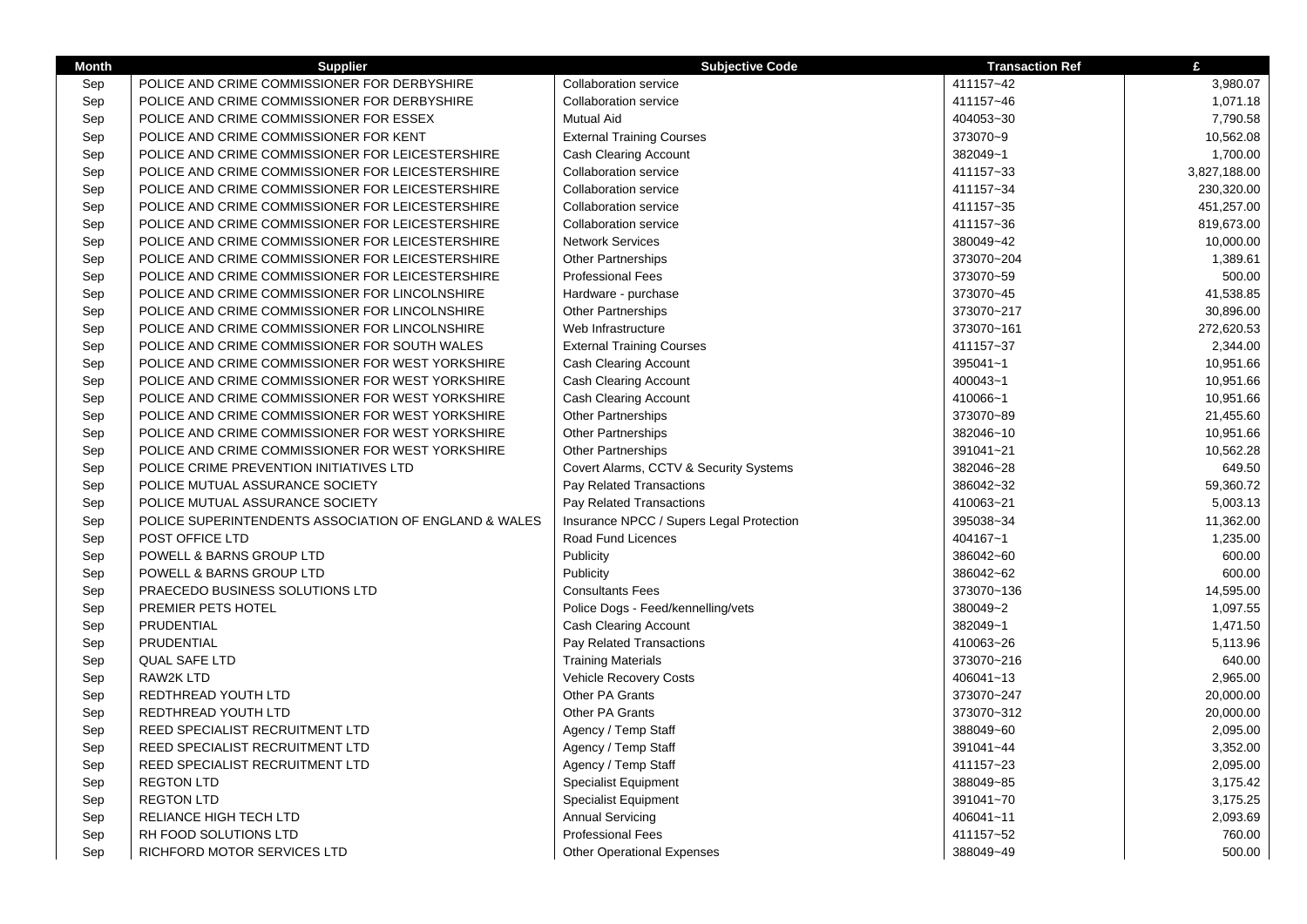| Month | Supplier | Subjective Code | Transaction Ref | £ |
|---|---|---|---|---|
| Sep | POLICE AND CRIME COMMISSIONER FOR DERBYSHIRE | Collaboration service | 411157~42 | 3,980.07 |
| Sep | POLICE AND CRIME COMMISSIONER FOR DERBYSHIRE | Collaboration service | 411157~46 | 1,071.18 |
| Sep | POLICE AND CRIME COMMISSIONER FOR ESSEX | Mutual Aid | 404053~30 | 7,790.58 |
| Sep | POLICE AND CRIME COMMISSIONER FOR KENT | External Training Courses | 373070~9 | 10,562.08 |
| Sep | POLICE AND CRIME COMMISSIONER FOR LEICESTERSHIRE | Cash Clearing Account | 382049~1 | 1,700.00 |
| Sep | POLICE AND CRIME COMMISSIONER FOR LEICESTERSHIRE | Collaboration service | 411157~33 | 3,827,188.00 |
| Sep | POLICE AND CRIME COMMISSIONER FOR LEICESTERSHIRE | Collaboration service | 411157~34 | 230,320.00 |
| Sep | POLICE AND CRIME COMMISSIONER FOR LEICESTERSHIRE | Collaboration service | 411157~35 | 451,257.00 |
| Sep | POLICE AND CRIME COMMISSIONER FOR LEICESTERSHIRE | Collaboration service | 411157~36 | 819,673.00 |
| Sep | POLICE AND CRIME COMMISSIONER FOR LEICESTERSHIRE | Network Services | 380049~42 | 10,000.00 |
| Sep | POLICE AND CRIME COMMISSIONER FOR LEICESTERSHIRE | Other Partnerships | 373070~204 | 1,389.61 |
| Sep | POLICE AND CRIME COMMISSIONER FOR LEICESTERSHIRE | Professional Fees | 373070~59 | 500.00 |
| Sep | POLICE AND CRIME COMMISSIONER FOR LINCOLNSHIRE | Hardware - purchase | 373070~45 | 41,538.85 |
| Sep | POLICE AND CRIME COMMISSIONER FOR LINCOLNSHIRE | Other Partnerships | 373070~217 | 30,896.00 |
| Sep | POLICE AND CRIME COMMISSIONER FOR LINCOLNSHIRE | Web Infrastructure | 373070~161 | 272,620.53 |
| Sep | POLICE AND CRIME COMMISSIONER FOR SOUTH WALES | External Training Courses | 411157~37 | 2,344.00 |
| Sep | POLICE AND CRIME COMMISSIONER FOR WEST YORKSHIRE | Cash Clearing Account | 395041~1 | 10,951.66 |
| Sep | POLICE AND CRIME COMMISSIONER FOR WEST YORKSHIRE | Cash Clearing Account | 400043~1 | 10,951.66 |
| Sep | POLICE AND CRIME COMMISSIONER FOR WEST YORKSHIRE | Cash Clearing Account | 410066~1 | 10,951.66 |
| Sep | POLICE AND CRIME COMMISSIONER FOR WEST YORKSHIRE | Other Partnerships | 373070~89 | 21,455.60 |
| Sep | POLICE AND CRIME COMMISSIONER FOR WEST YORKSHIRE | Other Partnerships | 382046~10 | 10,951.66 |
| Sep | POLICE AND CRIME COMMISSIONER FOR WEST YORKSHIRE | Other Partnerships | 391041~21 | 10,562.28 |
| Sep | POLICE CRIME PREVENTION INITIATIVES LTD | Covert Alarms, CCTV & Security Systems | 382046~28 | 649.50 |
| Sep | POLICE MUTUAL ASSURANCE SOCIETY | Pay Related Transactions | 386042~32 | 59,360.72 |
| Sep | POLICE MUTUAL ASSURANCE SOCIETY | Pay Related Transactions | 410063~21 | 5,003.13 |
| Sep | POLICE SUPERINTENDENTS ASSOCIATION OF ENGLAND & WALES | Insurance NPCC / Supers Legal Protection | 395038~34 | 11,362.00 |
| Sep | POST OFFICE LTD | Road Fund Licences | 404167~1 | 1,235.00 |
| Sep | POWELL & BARNS GROUP LTD | Publicity | 386042~60 | 600.00 |
| Sep | POWELL & BARNS GROUP LTD | Publicity | 386042~62 | 600.00 |
| Sep | PRAECEDO BUSINESS SOLUTIONS LTD | Consultants Fees | 373070~136 | 14,595.00 |
| Sep | PREMIER PETS HOTEL | Police Dogs - Feed/kennelling/vets | 380049~2 | 1,097.55 |
| Sep | PRUDENTIAL | Cash Clearing Account | 382049~1 | 1,471.50 |
| Sep | PRUDENTIAL | Pay Related Transactions | 410063~26 | 5,113.96 |
| Sep | QUAL SAFE LTD | Training Materials | 373070~216 | 640.00 |
| Sep | RAW2K LTD | Vehicle Recovery Costs | 406041~13 | 2,965.00 |
| Sep | REDTHREAD YOUTH LTD | Other PA Grants | 373070~247 | 20,000.00 |
| Sep | REDTHREAD YOUTH LTD | Other PA Grants | 373070~312 | 20,000.00 |
| Sep | REED SPECIALIST RECRUITMENT LTD | Agency / Temp Staff | 388049~60 | 2,095.00 |
| Sep | REED SPECIALIST RECRUITMENT LTD | Agency / Temp Staff | 391041~44 | 3,352.00 |
| Sep | REED SPECIALIST RECRUITMENT LTD | Agency / Temp Staff | 411157~23 | 2,095.00 |
| Sep | REGTON LTD | Specialist Equipment | 388049~85 | 3,175.42 |
| Sep | REGTON LTD | Specialist Equipment | 391041~70 | 3,175.25 |
| Sep | RELIANCE HIGH TECH LTD | Annual Servicing | 406041~11 | 2,093.69 |
| Sep | RH FOOD SOLUTIONS LTD | Professional Fees | 411157~52 | 760.00 |
| Sep | RICHFORD MOTOR SERVICES LTD | Other Operational Expenses | 388049~49 | 500.00 |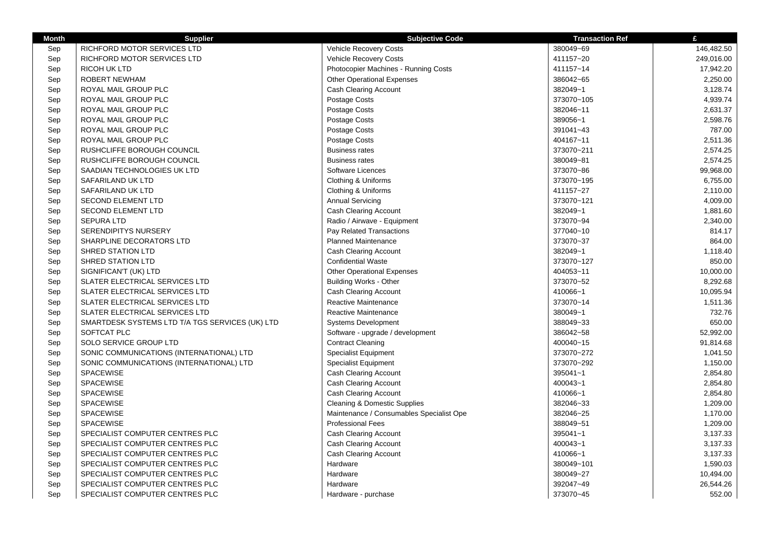| Month | Supplier | Subjective Code | Transaction Ref | £ |
|---|---|---|---|---|
| Sep | RICHFORD MOTOR SERVICES LTD | Vehicle Recovery Costs | 380049~69 | 146,482.50 |
| Sep | RICHFORD MOTOR SERVICES LTD | Vehicle Recovery Costs | 411157~20 | 249,016.00 |
| Sep | RICOH UK LTD | Photocopier Machines - Running Costs | 411157~14 | 17,942.20 |
| Sep | ROBERT NEWHAM | Other Operational Expenses | 386042~65 | 2,250.00 |
| Sep | ROYAL MAIL GROUP PLC | Cash Clearing Account | 382049~1 | 3,128.74 |
| Sep | ROYAL MAIL GROUP PLC | Postage Costs | 373070~105 | 4,939.74 |
| Sep | ROYAL MAIL GROUP PLC | Postage Costs | 382046~11 | 2,631.37 |
| Sep | ROYAL MAIL GROUP PLC | Postage Costs | 389056~1 | 2,598.76 |
| Sep | ROYAL MAIL GROUP PLC | Postage Costs | 391041~43 | 787.00 |
| Sep | ROYAL MAIL GROUP PLC | Postage Costs | 404167~11 | 2,511.36 |
| Sep | RUSHCLIFFE BOROUGH COUNCIL | Business rates | 373070~211 | 2,574.25 |
| Sep | RUSHCLIFFE BOROUGH COUNCIL | Business rates | 380049~81 | 2,574.25 |
| Sep | SAADIAN TECHNOLOGIES UK LTD | Software Licences | 373070~86 | 99,968.00 |
| Sep | SAFARILAND UK LTD | Clothing & Uniforms | 373070~195 | 6,755.00 |
| Sep | SAFARILAND UK LTD | Clothing & Uniforms | 411157~27 | 2,110.00 |
| Sep | SECOND ELEMENT LTD | Annual Servicing | 373070~121 | 4,009.00 |
| Sep | SECOND ELEMENT LTD | Cash Clearing Account | 382049~1 | 1,881.60 |
| Sep | SEPURA LTD | Radio / Airwave - Equipment | 373070~94 | 2,340.00 |
| Sep | SERENDIPITYS NURSERY | Pay Related Transactions | 377040~10 | 814.17 |
| Sep | SHARPLINE DECORATORS LTD | Planned Maintenance | 373070~37 | 864.00 |
| Sep | SHRED STATION LTD | Cash Clearing Account | 382049~1 | 1,118.40 |
| Sep | SHRED STATION LTD | Confidential Waste | 373070~127 | 850.00 |
| Sep | SIGNIFICAN'T (UK) LTD | Other Operational Expenses | 404053~11 | 10,000.00 |
| Sep | SLATER ELECTRICAL SERVICES LTD | Building Works - Other | 373070~52 | 8,292.68 |
| Sep | SLATER ELECTRICAL SERVICES LTD | Cash Clearing Account | 410066~1 | 10,095.94 |
| Sep | SLATER ELECTRICAL SERVICES LTD | Reactive Maintenance | 373070~14 | 1,511.36 |
| Sep | SLATER ELECTRICAL SERVICES LTD | Reactive Maintenance | 380049~1 | 732.76 |
| Sep | SMARTDESK SYSTEMS LTD T/A TGS SERVICES (UK) LTD | Systems Development | 388049~33 | 650.00 |
| Sep | SOFTCAT PLC | Software - upgrade / development | 386042~58 | 52,992.00 |
| Sep | SOLO SERVICE GROUP LTD | Contract Cleaning | 400040~15 | 91,814.68 |
| Sep | SONIC COMMUNICATIONS (INTERNATIONAL) LTD | Specialist Equipment | 373070~272 | 1,041.50 |
| Sep | SONIC COMMUNICATIONS (INTERNATIONAL) LTD | Specialist Equipment | 373070~292 | 1,150.00 |
| Sep | SPACEWISE | Cash Clearing Account | 395041~1 | 2,854.80 |
| Sep | SPACEWISE | Cash Clearing Account | 400043~1 | 2,854.80 |
| Sep | SPACEWISE | Cash Clearing Account | 410066~1 | 2,854.80 |
| Sep | SPACEWISE | Cleaning & Domestic Supplies | 382046~33 | 1,209.00 |
| Sep | SPACEWISE | Maintenance / Consumables Specialist Ope | 382046~25 | 1,170.00 |
| Sep | SPACEWISE | Professional Fees | 388049~51 | 1,209.00 |
| Sep | SPECIALIST COMPUTER CENTRES PLC | Cash Clearing Account | 395041~1 | 3,137.33 |
| Sep | SPECIALIST COMPUTER CENTRES PLC | Cash Clearing Account | 400043~1 | 3,137.33 |
| Sep | SPECIALIST COMPUTER CENTRES PLC | Cash Clearing Account | 410066~1 | 3,137.33 |
| Sep | SPECIALIST COMPUTER CENTRES PLC | Hardware | 380049~101 | 1,590.03 |
| Sep | SPECIALIST COMPUTER CENTRES PLC | Hardware | 380049~27 | 10,494.00 |
| Sep | SPECIALIST COMPUTER CENTRES PLC | Hardware | 392047~49 | 26,544.26 |
| Sep | SPECIALIST COMPUTER CENTRES PLC | Hardware - purchase | 373070~45 | 552.00 |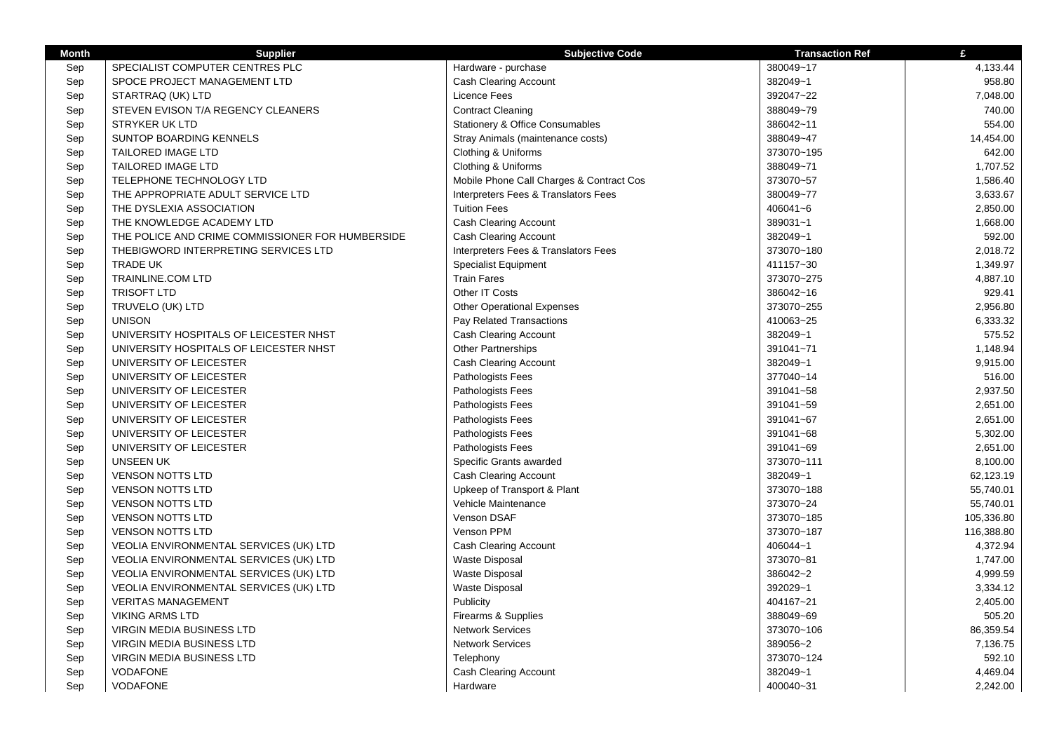| Month | Supplier | Subjective Code | Transaction Ref | £ |
|---|---|---|---|---|
| Sep | SPECIALIST COMPUTER CENTRES PLC | Hardware - purchase | 380049~17 | 4,133.44 |
| Sep | SPOCE PROJECT MANAGEMENT LTD | Cash Clearing Account | 382049~1 | 958.80 |
| Sep | STARTRAQ (UK) LTD | Licence Fees | 392047~22 | 7,048.00 |
| Sep | STEVEN EVISON T/A REGENCY CLEANERS | Contract Cleaning | 388049~79 | 740.00 |
| Sep | STRYKER UK LTD | Stationery & Office Consumables | 386042~11 | 554.00 |
| Sep | SUNTOP BOARDING KENNELS | Stray Animals (maintenance costs) | 388049~47 | 14,454.00 |
| Sep | TAILORED IMAGE LTD | Clothing & Uniforms | 373070~195 | 642.00 |
| Sep | TAILORED IMAGE LTD | Clothing & Uniforms | 388049~71 | 1,707.52 |
| Sep | TELEPHONE TECHNOLOGY LTD | Mobile Phone Call Charges & Contract Cos | 373070~57 | 1,586.40 |
| Sep | THE APPROPRIATE ADULT SERVICE LTD | Interpreters Fees & Translators Fees | 380049~77 | 3,633.67 |
| Sep | THE DYSLEXIA ASSOCIATION | Tuition Fees | 406041~6 | 2,850.00 |
| Sep | THE KNOWLEDGE ACADEMY LTD | Cash Clearing Account | 389031~1 | 1,668.00 |
| Sep | THE POLICE AND CRIME COMMISSIONER FOR HUMBERSIDE | Cash Clearing Account | 382049~1 | 592.00 |
| Sep | THEBIGWORD INTERPRETING SERVICES LTD | Interpreters Fees & Translators Fees | 373070~180 | 2,018.72 |
| Sep | TRADE UK | Specialist Equipment | 411157~30 | 1,349.97 |
| Sep | TRAINLINE.COM LTD | Train Fares | 373070~275 | 4,887.10 |
| Sep | TRISOFT LTD | Other IT Costs | 386042~16 | 929.41 |
| Sep | TRUVELO (UK) LTD | Other Operational Expenses | 373070~255 | 2,956.80 |
| Sep | UNISON | Pay Related Transactions | 410063~25 | 6,333.32 |
| Sep | UNIVERSITY HOSPITALS OF LEICESTER NHST | Cash Clearing Account | 382049~1 | 575.52 |
| Sep | UNIVERSITY HOSPITALS OF LEICESTER NHST | Other Partnerships | 391041~71 | 1,148.94 |
| Sep | UNIVERSITY OF LEICESTER | Cash Clearing Account | 382049~1 | 9,915.00 |
| Sep | UNIVERSITY OF LEICESTER | Pathologists Fees | 377040~14 | 516.00 |
| Sep | UNIVERSITY OF LEICESTER | Pathologists Fees | 391041~58 | 2,937.50 |
| Sep | UNIVERSITY OF LEICESTER | Pathologists Fees | 391041~59 | 2,651.00 |
| Sep | UNIVERSITY OF LEICESTER | Pathologists Fees | 391041~67 | 2,651.00 |
| Sep | UNIVERSITY OF LEICESTER | Pathologists Fees | 391041~68 | 5,302.00 |
| Sep | UNIVERSITY OF LEICESTER | Pathologists Fees | 391041~69 | 2,651.00 |
| Sep | UNSEEN UK | Specific Grants awarded | 373070~111 | 8,100.00 |
| Sep | VENSON NOTTS LTD | Cash Clearing Account | 382049~1 | 62,123.19 |
| Sep | VENSON NOTTS LTD | Upkeep of Transport & Plant | 373070~188 | 55,740.01 |
| Sep | VENSON NOTTS LTD | Vehicle Maintenance | 373070~24 | 55,740.01 |
| Sep | VENSON NOTTS LTD | Venson DSAF | 373070~185 | 105,336.80 |
| Sep | VENSON NOTTS LTD | Venson PPM | 373070~187 | 116,388.80 |
| Sep | VEOLIA ENVIRONMENTAL SERVICES (UK) LTD | Cash Clearing Account | 406044~1 | 4,372.94 |
| Sep | VEOLIA ENVIRONMENTAL SERVICES (UK) LTD | Waste Disposal | 373070~81 | 1,747.00 |
| Sep | VEOLIA ENVIRONMENTAL SERVICES (UK) LTD | Waste Disposal | 386042~2 | 4,999.59 |
| Sep | VEOLIA ENVIRONMENTAL SERVICES (UK) LTD | Waste Disposal | 392029~1 | 3,334.12 |
| Sep | VERITAS MANAGEMENT | Publicity | 404167~21 | 2,405.00 |
| Sep | VIKING ARMS LTD | Firearms & Supplies | 388049~69 | 505.20 |
| Sep | VIRGIN MEDIA BUSINESS LTD | Network Services | 373070~106 | 86,359.54 |
| Sep | VIRGIN MEDIA BUSINESS LTD | Network Services | 389056~2 | 7,136.75 |
| Sep | VIRGIN MEDIA BUSINESS LTD | Telephony | 373070~124 | 592.10 |
| Sep | VODAFONE | Cash Clearing Account | 382049~1 | 4,469.04 |
| Sep | VODAFONE | Hardware | 400040~31 | 2,242.00 |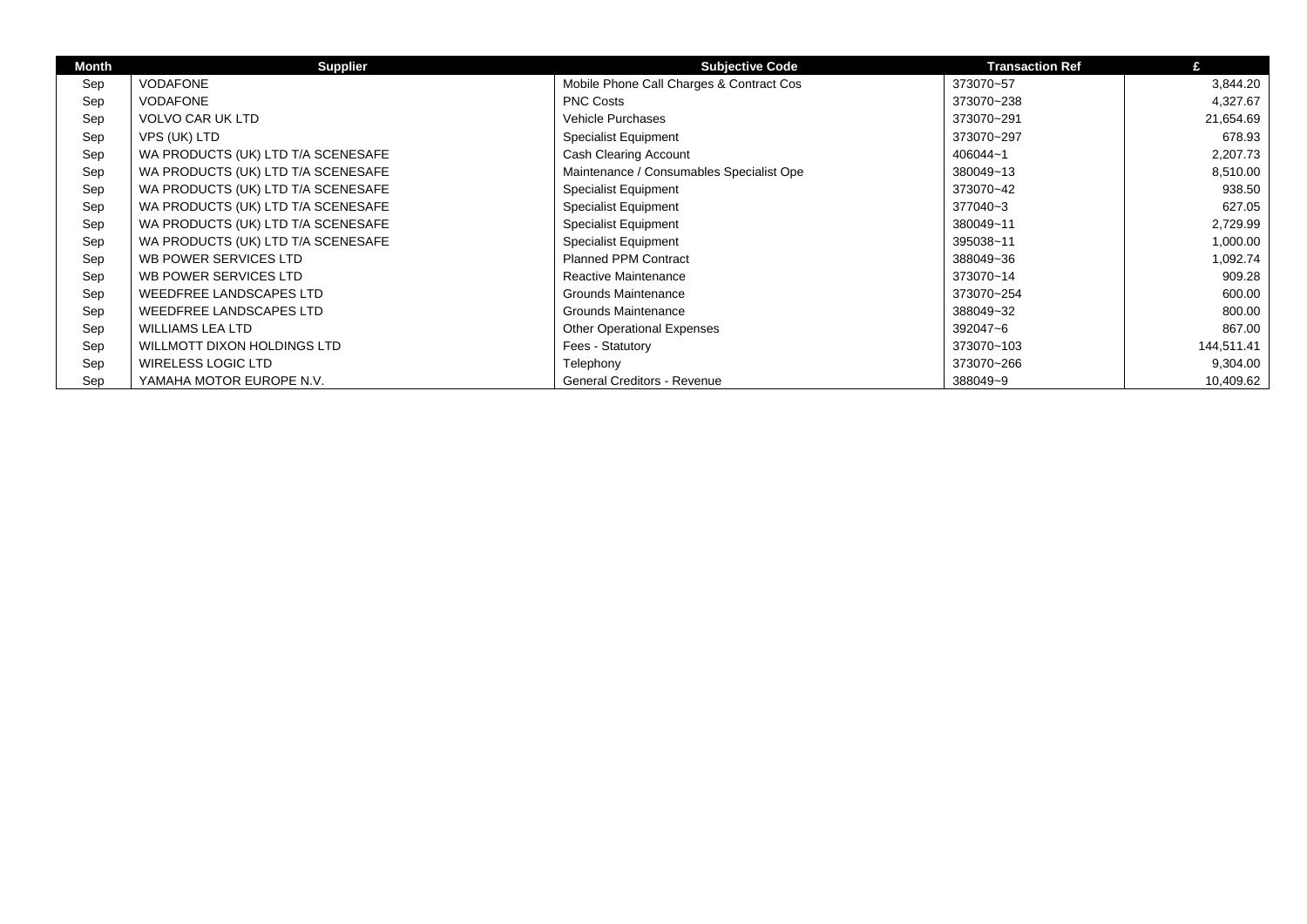| Month | Supplier | Subjective Code | Transaction Ref | £ |
|---|---|---|---|---|
| Sep | VODAFONE | Mobile Phone Call Charges & Contract Cos | 373070~57 | 3,844.20 |
| Sep | VODAFONE | PNC Costs | 373070~238 | 4,327.67 |
| Sep | VOLVO CAR UK LTD | Vehicle Purchases | 373070~291 | 21,654.69 |
| Sep | VPS (UK) LTD | Specialist Equipment | 373070~297 | 678.93 |
| Sep | WA PRODUCTS (UK) LTD T/A SCENESAFE | Cash Clearing Account | 406044~1 | 2,207.73 |
| Sep | WA PRODUCTS (UK) LTD T/A SCENESAFE | Maintenance / Consumables Specialist Ope | 380049~13 | 8,510.00 |
| Sep | WA PRODUCTS (UK) LTD T/A SCENESAFE | Specialist Equipment | 373070~42 | 938.50 |
| Sep | WA PRODUCTS (UK) LTD T/A SCENESAFE | Specialist Equipment | 377040~3 | 627.05 |
| Sep | WA PRODUCTS (UK) LTD T/A SCENESAFE | Specialist Equipment | 380049~11 | 2,729.99 |
| Sep | WA PRODUCTS (UK) LTD T/A SCENESAFE | Specialist Equipment | 395038~11 | 1,000.00 |
| Sep | WB POWER SERVICES LTD | Planned PPM Contract | 388049~36 | 1,092.74 |
| Sep | WB POWER SERVICES LTD | Reactive Maintenance | 373070~14 | 909.28 |
| Sep | WEEDFREE LANDSCAPES LTD | Grounds Maintenance | 373070~254 | 600.00 |
| Sep | WEEDFREE LANDSCAPES LTD | Grounds Maintenance | 388049~32 | 800.00 |
| Sep | WILLIAMS LEA LTD | Other Operational Expenses | 392047~6 | 867.00 |
| Sep | WILLMOTT DIXON HOLDINGS LTD | Fees - Statutory | 373070~103 | 144,511.41 |
| Sep | WIRELESS LOGIC LTD | Telephony | 373070~266 | 9,304.00 |
| Sep | YAMAHA MOTOR EUROPE N.V. | General Creditors - Revenue | 388049~9 | 10,409.62 |